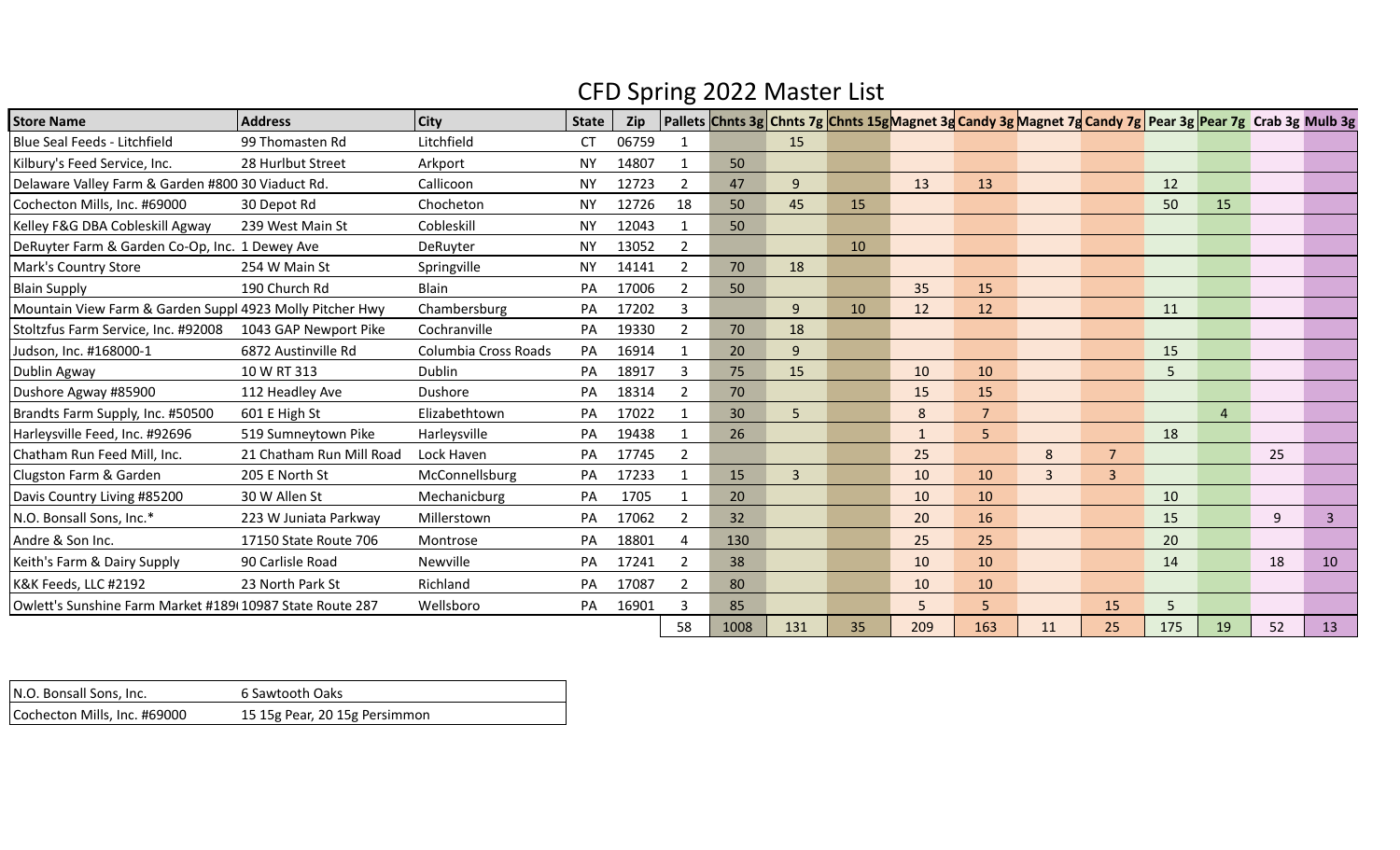# CFD Spring 2022 Master List

| Store Name | Address | City | State | Zip | Pallets | Chnts 3g | Chnts 7g | Chnts 15g | Magnet 3g | Candy 3g | Magnet 7g | Candy 7g | Pear 3g | Pear 7g | Crab 3g | Mulb 3g |
|---|---|---|---|---|---|---|---|---|---|---|---|---|---|---|---|---|
| Blue Seal Feeds - Litchfield | 99 Thomasten Rd | Litchfield | CT | 06759 | 1 | | 15 | | | | | | | | | |
| Kilbury's Feed Service, Inc. | 28 Hurlbut Street | Arkport | NY | 14807 | 1 | 50 | | | | | | | | | | |
| Delaware Valley Farm & Garden #800 | 30 Viaduct Rd. | Callicoon | NY | 12723 | 2 | 47 | 9 | | 13 | 13 | | | 12 | | | |
| Cochecton Mills, Inc. #69000 | 30 Depot Rd | Chocheton | NY | 12726 | 18 | 50 | 45 | 15 | | | | | 50 | 15 | | |
| Kelley F&G DBA Cobleskill Agway | 239 West Main St | Cobleskill | NY | 12043 | 1 | 50 | | | | | | | | | | |
| DeRuyter Farm & Garden Co-Op, Inc. | 1 Dewey Ave | DeRuyter | NY | 13052 | 2 | | | 10 | | | | | | | | |
| Mark's Country Store | 254 W Main St | Springville | NY | 14141 | 2 | 70 | 18 | | | | | | | | | |
| Blain Supply | 190 Church Rd | Blain | PA | 17006 | 2 | 50 | | | 35 | 15 | | | | | | |
| Mountain View Farm & Garden Suppl | 4923 Molly Pitcher Hwy | Chambersburg | PA | 17202 | 3 | | 9 | 10 | 12 | 12 | | | 11 | | | |
| Stoltzfus Farm Service, Inc. #92008 | 1043 GAP Newport Pike | Cochranville | PA | 19330 | 2 | 70 | 18 | | | | | | | | | |
| Judson, Inc. #168000-1 | 6872 Austinville Rd | Columbia Cross Roads | PA | 16914 | 1 | 20 | 9 | | | | | | 15 | | | |
| Dublin Agway | 10 W RT 313 | Dublin | PA | 18917 | 3 | 75 | 15 | | 10 | 10 | | | 5 | | | |
| Dushore Agway #85900 | 112 Headley Ave | Dushore | PA | 18314 | 2 | 70 | | | 15 | 15 | | | | | | |
| Brandts Farm Supply, Inc. #50500 | 601 E High St | Elizabethtown | PA | 17022 | 1 | 30 | 5 | | 8 | 7 | | | | 4 | | |
| Harleysville Feed, Inc. #92696 | 519 Sumneytown Pike | Harleysville | PA | 19438 | 1 | 26 | | | 1 | 5 | | | 18 | | | |
| Chatham Run Feed Mill, Inc. | 21 Chatham Run Mill Road | Lock Haven | PA | 17745 | 2 | | | | 25 | | 8 | 7 | | | 25 | |
| Clugston Farm & Garden | 205 E North St | McConnellsburg | PA | 17233 | 1 | 15 | 3 | | 10 | 10 | 3 | 3 | | | | |
| Davis Country Living #85200 | 30 W Allen St | Mechanicburg | PA | 1705 | 1 | 20 | | | 10 | 10 | | | 10 | | | |
| N.O. Bonsall Sons, Inc.* | 223 W Juniata Parkway | Millerstown | PA | 17062 | 2 | 32 | | | 20 | 16 | | | 15 | | 9 | 3 |
| Andre & Son Inc. | 17150 State Route 706 | Montrose | PA | 18801 | 4 | 130 | | | 25 | 25 | | | 20 | | | |
| Keith's Farm & Dairy Supply | 90 Carlisle Road | Newville | PA | 17241 | 2 | 38 | | | 10 | 10 | | | 14 | | 18 | 10 |
| K&K Feeds, LLC #2192 | 23 North Park St | Richland | PA | 17087 | 2 | 80 | | | 10 | 10 | | | | | | |
| Owlett's Sunshine Farm Market #189 | 10987 State Route 287 | Wellsboro | PA | 16901 | 3 | 85 | | | 5 | 5 | | 15 | 5 | | | |
| | | | | | 58 | 1008 | 131 | 35 | 209 | 163 | 11 | 25 | 175 | 19 | 52 | 13 |

| | |
|---|---|
| N.O. Bonsall Sons, Inc. | 6 Sawtooth Oaks |
| Cochecton Mills, Inc. #69000 | 15 15g Pear, 20 15g Persimmon |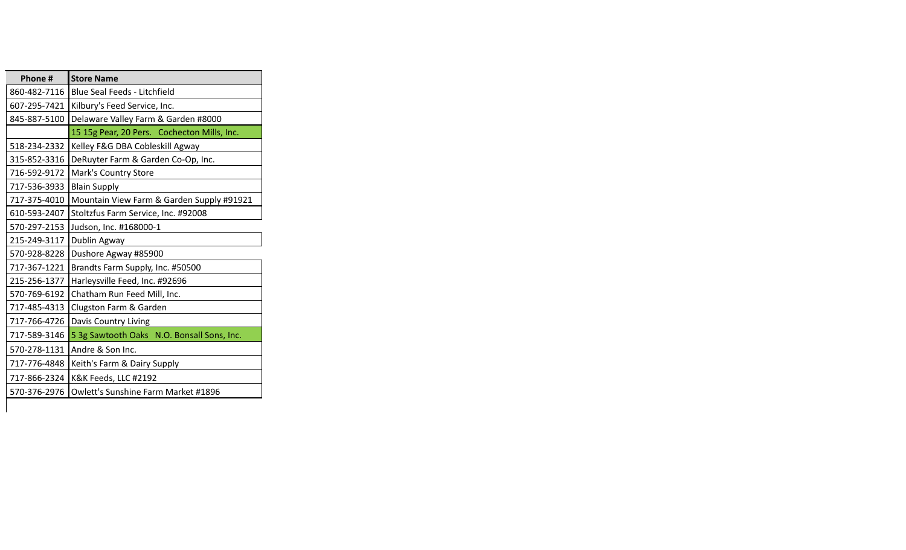| Phone # | Store Name |
|---|---|
| 860-482-7116 | Blue Seal Feeds - Litchfield |
| 607-295-7421 | Kilbury's Feed Service, Inc. |
| 845-887-5100 | Delaware Valley Farm & Garden #8000 |
| | 15 15g Pear, 20 Pers. Cochecton Mills, Inc. |
| 518-234-2332 | Kelley F&G DBA Cobleskill Agway |
| 315-852-3316 | DeRuyter Farm & Garden Co-Op, Inc. |
| 716-592-9172 | Mark's Country Store |
| 717-536-3933 | Blain Supply |
| 717-375-4010 | Mountain View Farm & Garden Supply #91921 |
| 610-593-2407 | Stoltzfus Farm Service, Inc. #92008 |
| 570-297-2153 | Judson, Inc. #168000-1 |
| 215-249-3117 | Dublin Agway |
| 570-928-8228 | Dushore Agway #85900 |
| 717-367-1221 | Brandts Farm Supply, Inc. #50500 |
| 215-256-1377 | Harleysville Feed, Inc. #92696 |
| 570-769-6192 | Chatham Run Feed Mill, Inc. |
| 717-485-4313 | Clugston Farm & Garden |
| 717-766-4726 | Davis Country Living |
| 717-589-3146 | 5 3g Sawtooth Oaks N.O. Bonsall Sons, Inc. |
| 570-278-1131 | Andre & Son Inc. |
| 717-776-4848 | Keith's Farm & Dairy Supply |
| 717-866-2324 | K&K Feeds, LLC #2192 |
| 570-376-2976 | Owlett's Sunshine Farm Market #1896 |